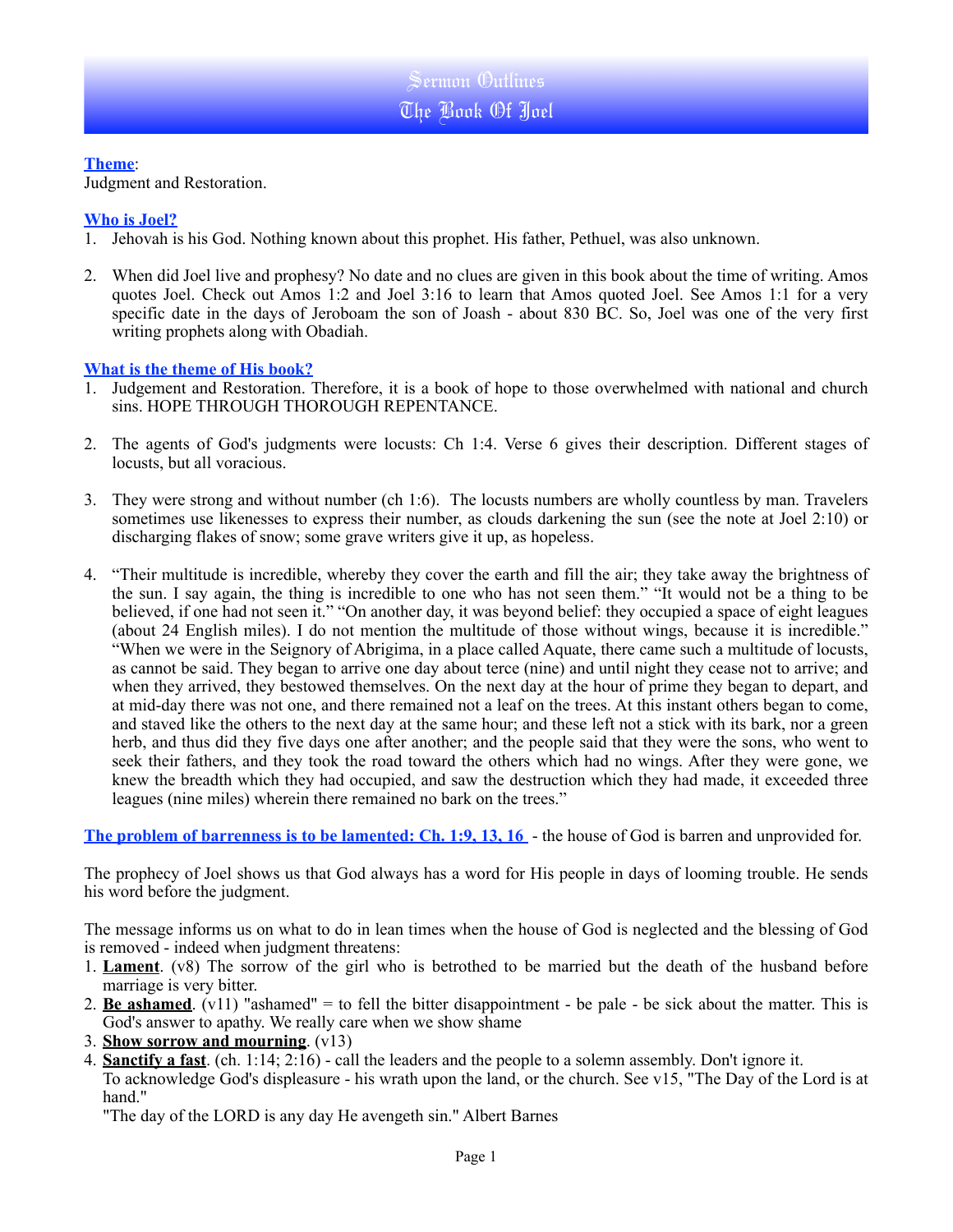# Sermon Outlines
# The Book Of Joel

**Theme**:
Judgment and Restoration.

**Who is Joel?**

1. Jehovah is his God. Nothing known about this prophet. His father, Pethuel, was also unknown.

2. When did Joel live and prophesy? No date and no clues are given in this book about the time of writing. Amos quotes Joel. Check out Amos 1:2 and Joel 3:16 to learn that Amos quoted Joel. See Amos 1:1 for a very specific date in the days of Jeroboam the son of Joash - about 830 BC. So, Joel was one of the very first writing prophets along with Obadiah.

**What is the theme of His book?**

1. Judgement and Restoration. Therefore, it is a book of hope to those overwhelmed with national and church sins. HOPE THROUGH THOROUGH REPENTANCE.

2. The agents of God's judgments were locusts: Ch 1:4. Verse 6 gives their description. Different stages of locusts, but all voracious.

3. They were strong and without number (ch 1:6). The locusts numbers are wholly countless by man. Travelers sometimes use likenesses to express their number, as clouds darkening the sun (see the note at Joel 2:10) or discharging flakes of snow; some grave writers give it up, as hopeless.

4. "Their multitude is incredible, whereby they cover the earth and fill the air; they take away the brightness of the sun. I say again, the thing is incredible to one who has not seen them." "It would not be a thing to be believed, if one had not seen it." "On another day, it was beyond belief: they occupied a space of eight leagues (about 24 English miles). I do not mention the multitude of those without wings, because it is incredible." "When we were in the Seignory of Abrigima, in a place called Aquate, there came such a multitude of locusts, as cannot be said. They began to arrive one day about terce (nine) and until night they cease not to arrive; and when they arrived, they bestowed themselves. On the next day at the hour of prime they began to depart, and at mid-day there was not one, and there remained not a leaf on the trees. At this instant others began to come, and staved like the others to the next day at the same hour; and these left not a stick with its bark, nor a green herb, and thus did they five days one after another; and the people said that they were the sons, who went to seek their fathers, and they took the road toward the others which had no wings. After they were gone, we knew the breadth which they had occupied, and saw the destruction which they had made, it exceeded three leagues (nine miles) wherein there remained no bark on the trees."

**The problem of barrenness is to be lamented: Ch. 1:9, 13, 16** - the house of God is barren and unprovided for.

The prophecy of Joel shows us that God always has a word for His people in days of looming trouble. He sends his word before the judgment.

The message informs us on what to do in lean times when the house of God is neglected and the blessing of God is removed - indeed when judgment threatens:

1. **Lament**. (v8) The sorrow of the girl who is betrothed to be married but the death of the husband before marriage is very bitter.
2. **Be ashamed**. (v11) "ashamed" = to fell the bitter disappointment - be pale - be sick about the matter. This is God's answer to apathy. We really care when we show shame
3. **Show sorrow and mourning**. (v13)
4. **Sanctify a fast**. (ch. 1:14; 2:16) - call the leaders and the people to a solemn assembly. Don't ignore it.
   To acknowledge God's displeasure - his wrath upon the land, or the church. See v15, "The Day of the Lord is at hand."
   "The day of the LORD is any day He avengeth sin." Albert Barnes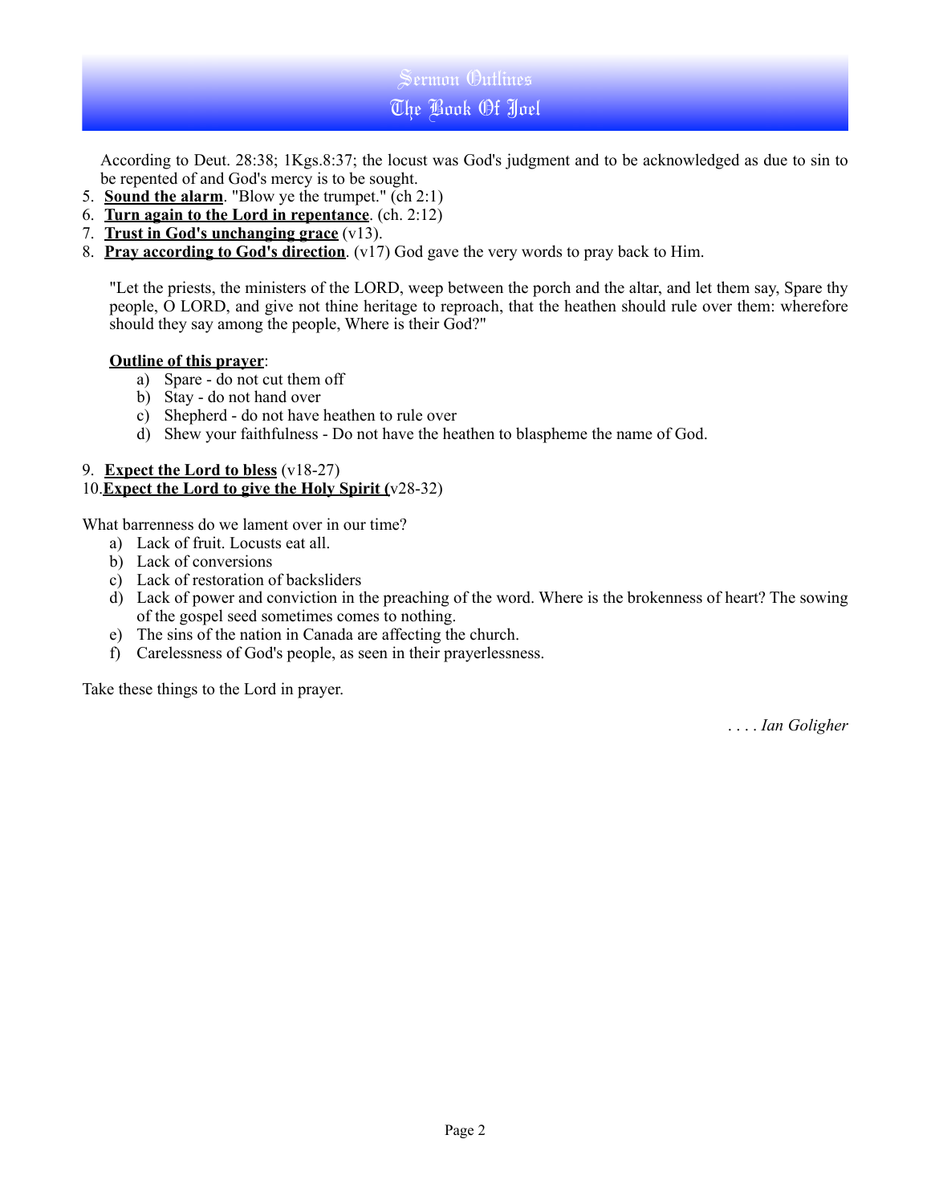According to Deut. 28:38; 1Kgs.8:37; the locust was God's judgment and to be acknowledged as due to sin to be repented of and God's mercy is to be sought.

5. **Sound the alarm**. "Blow ye the trumpet." (ch 2:1)
6. **Turn again to the Lord in repentance**. (ch. 2:12)
7. **Trust in God's unchanging grace** (v13).
8. **Pray according to God's direction**. (v17) God gave the very words to pray back to Him.

   "Let the priests, the ministers of the LORD, weep between the porch and the altar, and let them say, Spare thy people, O LORD, and give not thine heritage to reproach, that the heathen should rule over them: wherefore should they say among the people, Where is their God?"

   **Outline of this prayer**:

   a) Spare - do not cut them off
   b) Stay - do not hand over
   c) Shepherd - do not have heathen to rule over
   d) Shew your faithfulness - Do not have the heathen to blaspheme the name of God.

9. **Expect the Lord to bless** (v18-27)
10. **Expect the Lord to give the Holy Spirit (**v28-32)

What barrenness do we lament over in our time?

a) Lack of fruit. Locusts eat all.
b) Lack of conversions
c) Lack of restoration of backsliders
d) Lack of power and conviction in the preaching of the word. Where is the brokenness of heart? The sowing of the gospel seed sometimes comes to nothing.
e) The sins of the nation in Canada are affecting the church.
f) Carelessness of God's people, as seen in their prayerlessness.

Take these things to the Lord in prayer.

*. . . . Ian Goligher*